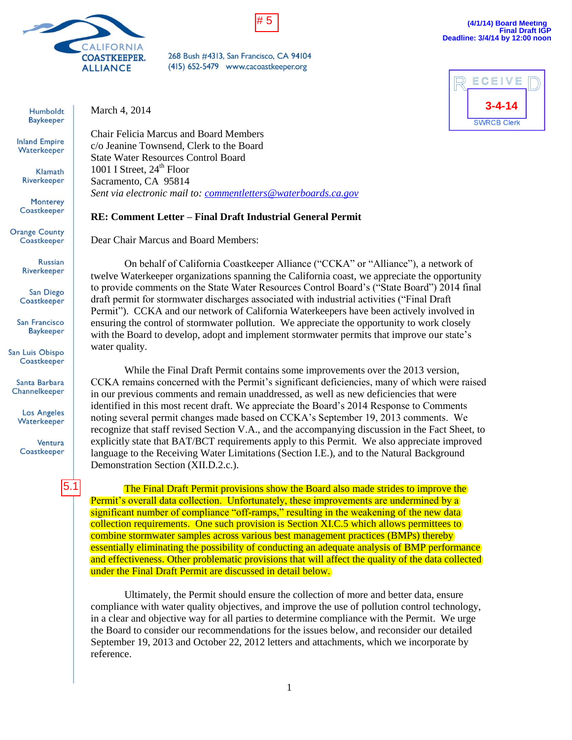# 5

(4/1/14) Board Meeting
Final Draft IGP
Deadline: 3/4/14 by 12:00 noon

CALIFORNIA COASTKEEPER. ALLIANCE

268 Bush #4313, San Francisco, CA 94104
(415) 652-5479 www.cacoastkeeper.org

RECEIVED
3-4-14
SWRCB Clerk

Humboldt Baykeeper
Inland Empire Waterkeeper
Klamath Riverkeeper
Monterey Coastkeeper
Orange County Coastkeeper
Russian Riverkeeper
San Diego Coastkeeper
San Francisco Baykeeper
San Luis Obispo Coastkeeper
Santa Barbara Channelkeeper
Los Angeles Waterkeeper
Ventura Coastkeeper

March 4, 2014

Chair Felicia Marcus and Board Members
c/o Jeanine Townsend, Clerk to the Board
State Water Resources Control Board
1001 I Street, 24th Floor
Sacramento, CA 95814
*Sent via electronic mail to: commentletters@waterboards.ca.gov*

**RE: Comment Letter – Final Draft Industrial General Permit**

Dear Chair Marcus and Board Members:

On behalf of California Coastkeeper Alliance ("CCKA" or "Alliance"), a network of twelve Waterkeeper organizations spanning the California coast, we appreciate the opportunity to provide comments on the State Water Resources Control Board's ("State Board") 2014 final draft permit for stormwater discharges associated with industrial activities ("Final Draft Permit"). CCKA and our network of California Waterkeepers have been actively involved in ensuring the control of stormwater pollution. We appreciate the opportunity to work closely with the Board to develop, adopt and implement stormwater permits that improve our state's water quality.

While the Final Draft Permit contains some improvements over the 2013 version, CCKA remains concerned with the Permit's significant deficiencies, many of which were raised in our previous comments and remain unaddressed, as well as new deficiencies that were identified in this most recent draft. We appreciate the Board's 2014 Response to Comments noting several permit changes made based on CCKA's September 19, 2013 comments. We recognize that staff revised Section V.A., and the accompanying discussion in the Fact Sheet, to explicitly state that BAT/BCT requirements apply to this Permit. We also appreciate improved language to the Receiving Water Limitations (Section I.E.), and to the Natural Background Demonstration Section (XII.D.2.c.).

5.1

The Final Draft Permit provisions show the Board also made strides to improve the Permit's overall data collection. Unfortunately, these improvements are undermined by a significant number of compliance "off-ramps," resulting in the weakening of the new data collection requirements. One such provision is Section XI.C.5 which allows permittees to combine stormwater samples across various best management practices (BMPs) thereby essentially eliminating the possibility of conducting an adequate analysis of BMP performance and effectiveness. Other problematic provisions that will affect the quality of the data collected under the Final Draft Permit are discussed in detail below.

Ultimately, the Permit should ensure the collection of more and better data, ensure compliance with water quality objectives, and improve the use of pollution control technology, in a clear and objective way for all parties to determine compliance with the Permit. We urge the Board to consider our recommendations for the issues below, and reconsider our detailed September 19, 2013 and October 22, 2012 letters and attachments, which we incorporate by reference.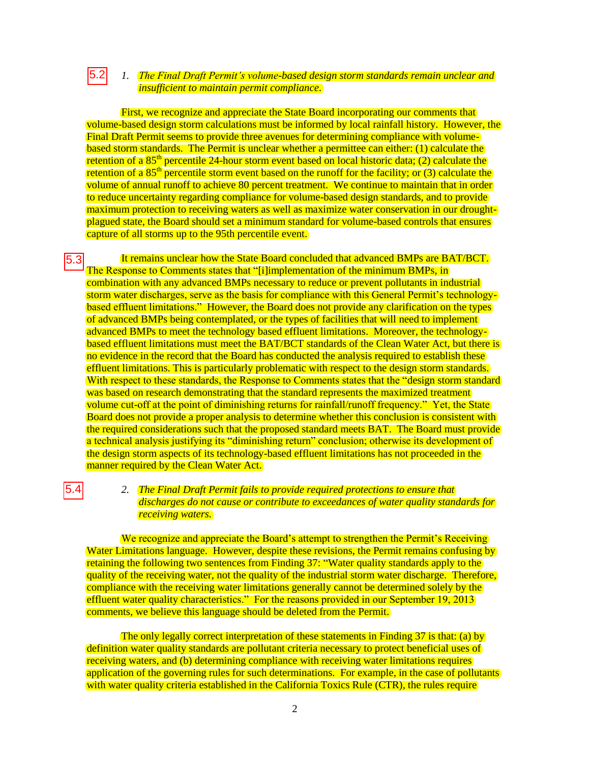5.2

1. *The Final Draft Permit's volume-based design storm standards remain unclear and insufficient to maintain permit compliance.*

First, we recognize and appreciate the State Board incorporating our comments that volume-based design storm calculations must be informed by local rainfall history. However, the Final Draft Permit seems to provide three avenues for determining compliance with volume-based storm standards. The Permit is unclear whether a permittee can either: (1) calculate the retention of a 85th percentile 24-hour storm event based on local historic data; (2) calculate the retention of a 85th percentile storm event based on the runoff for the facility; or (3) calculate the volume of annual runoff to achieve 80 percent treatment. We continue to maintain that in order to reduce uncertainty regarding compliance for volume-based design standards, and to provide maximum protection to receiving waters as well as maximize water conservation in our drought-plagued state, the Board should set a minimum standard for volume-based controls that ensures capture of all storms up to the 95th percentile event.

5.3

It remains unclear how the State Board concluded that advanced BMPs are BAT/BCT. The Response to Comments states that "[i]implementation of the minimum BMPs, in combination with any advanced BMPs necessary to reduce or prevent pollutants in industrial storm water discharges, serve as the basis for compliance with this General Permit's technology-based effluent limitations." However, the Board does not provide any clarification on the types of advanced BMPs being contemplated, or the types of facilities that will need to implement advanced BMPs to meet the technology based effluent limitations. Moreover, the technology-based effluent limitations must meet the BAT/BCT standards of the Clean Water Act, but there is no evidence in the record that the Board has conducted the analysis required to establish these effluent limitations. This is particularly problematic with respect to the design storm standards. With respect to these standards, the Response to Comments states that the "design storm standard was based on research demonstrating that the standard represents the maximized treatment volume cut-off at the point of diminishing returns for rainfall/runoff frequency." Yet, the State Board does not provide a proper analysis to determine whether this conclusion is consistent with the required considerations such that the proposed standard meets BAT. The Board must provide a technical analysis justifying its "diminishing return" conclusion; otherwise its development of the design storm aspects of its technology-based effluent limitations has not proceeded in the manner required by the Clean Water Act.

5.4

2. *The Final Draft Permit fails to provide required protections to ensure that discharges do not cause or contribute to exceedances of water quality standards for receiving waters.*

We recognize and appreciate the Board's attempt to strengthen the Permit's Receiving Water Limitations language. However, despite these revisions, the Permit remains confusing by retaining the following two sentences from Finding 37: "Water quality standards apply to the quality of the receiving water, not the quality of the industrial storm water discharge. Therefore, compliance with the receiving water limitations generally cannot be determined solely by the effluent water quality characteristics." For the reasons provided in our September 19, 2013 comments, we believe this language should be deleted from the Permit.

The only legally correct interpretation of these statements in Finding 37 is that: (a) by definition water quality standards are pollutant criteria necessary to protect beneficial uses of receiving waters, and (b) determining compliance with receiving water limitations requires application of the governing rules for such determinations. For example, in the case of pollutants with water quality criteria established in the California Toxics Rule (CTR), the rules require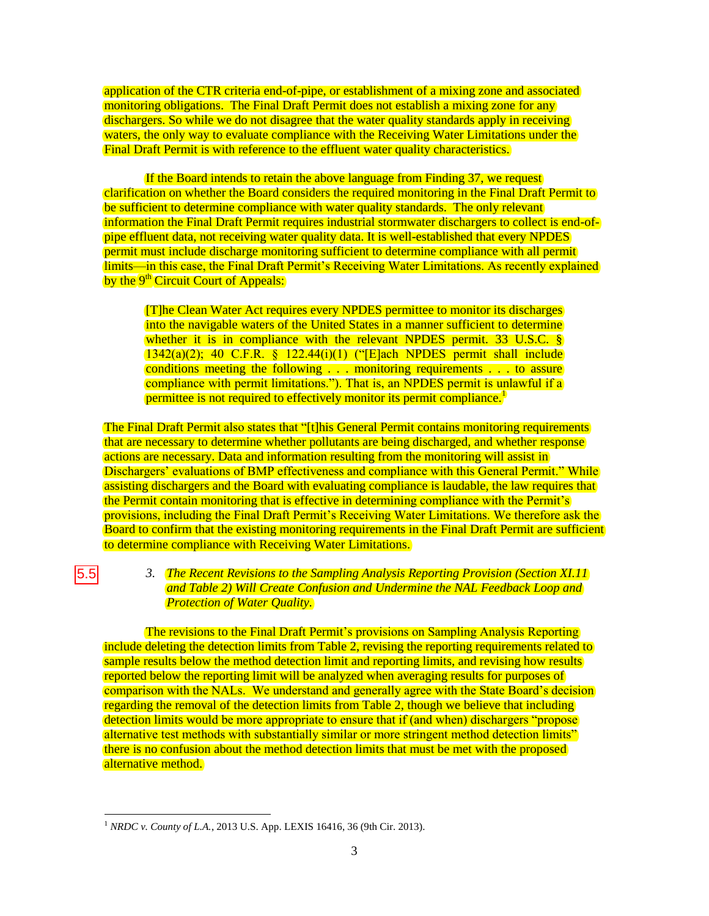application of the CTR criteria end-of-pipe, or establishment of a mixing zone and associated monitoring obligations. The Final Draft Permit does not establish a mixing zone for any dischargers. So while we do not disagree that the water quality standards apply in receiving waters, the only way to evaluate compliance with the Receiving Water Limitations under the Final Draft Permit is with reference to the effluent water quality characteristics.

If the Board intends to retain the above language from Finding 37, we request clarification on whether the Board considers the required monitoring in the Final Draft Permit to be sufficient to determine compliance with water quality standards. The only relevant information the Final Draft Permit requires industrial stormwater dischargers to collect is end-of-pipe effluent data, not receiving water quality data. It is well-established that every NPDES permit must include discharge monitoring sufficient to determine compliance with all permit limits—in this case, the Final Draft Permit's Receiving Water Limitations. As recently explained by the 9th Circuit Court of Appeals:

> [T]he Clean Water Act requires every NPDES permittee to monitor its discharges into the navigable waters of the United States in a manner sufficient to determine whether it is in compliance with the relevant NPDES permit. 33 U.S.C. § 1342(a)(2); 40 C.F.R. § 122.44(i)(1) ("[E]ach NPDES permit shall include conditions meeting the following . . . monitoring requirements . . . to assure compliance with permit limitations."). That is, an NPDES permit is unlawful if a permittee is not required to effectively monitor its permit compliance.[1]

The Final Draft Permit also states that "[t]his General Permit contains monitoring requirements that are necessary to determine whether pollutants are being discharged, and whether response actions are necessary. Data and information resulting from the monitoring will assist in Dischargers' evaluations of BMP effectiveness and compliance with this General Permit." While assisting dischargers and the Board with evaluating compliance is laudable, the law requires that the Permit contain monitoring that is effective in determining compliance with the Permit's provisions, including the Final Draft Permit's Receiving Water Limitations. We therefore ask the Board to confirm that the existing monitoring requirements in the Final Draft Permit are sufficient to determine compliance with Receiving Water Limitations.

5.5

3. *The Recent Revisions to the Sampling Analysis Reporting Provision (Section XI.11 and Table 2) Will Create Confusion and Undermine the NAL Feedback Loop and Protection of Water Quality.*

The revisions to the Final Draft Permit's provisions on Sampling Analysis Reporting include deleting the detection limits from Table 2, revising the reporting requirements related to sample results below the method detection limit and reporting limits, and revising how results reported below the reporting limit will be analyzed when averaging results for purposes of comparison with the NALs. We understand and generally agree with the State Board's decision regarding the removal of the detection limits from Table 2, though we believe that including detection limits would be more appropriate to ensure that if (and when) dischargers "propose alternative test methods with substantially similar or more stringent method detection limits" there is no confusion about the method detection limits that must be met with the proposed alternative method.

---

[1] *NRDC v. County of L.A.*, 2013 U.S. App. LEXIS 16416, 36 (9th Cir. 2013).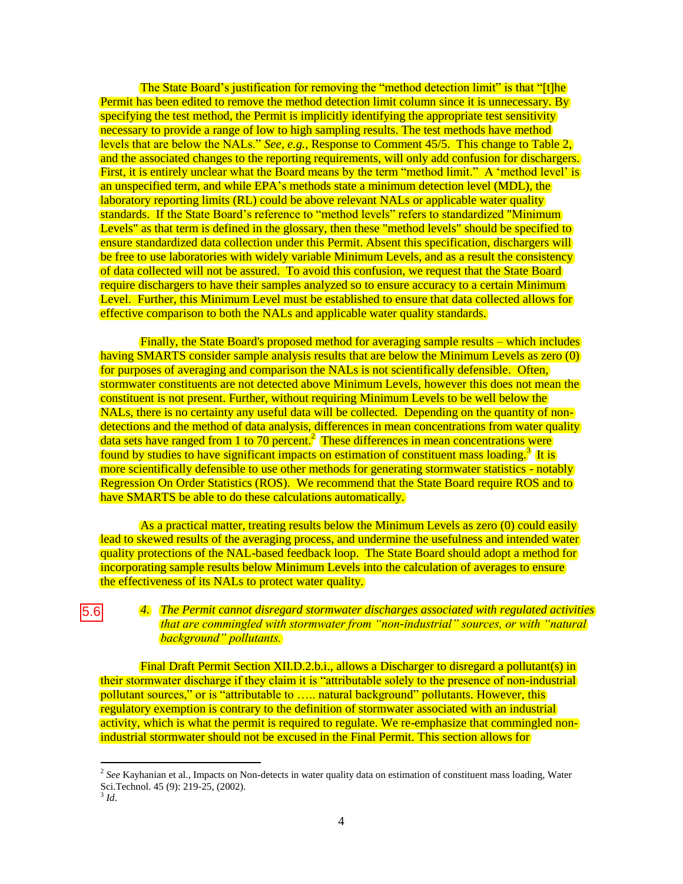The State Board's justification for removing the "method detection limit" is that "[t]he Permit has been edited to remove the method detection limit column since it is unnecessary. By specifying the test method, the Permit is implicitly identifying the appropriate test sensitivity necessary to provide a range of low to high sampling results. The test methods have method levels that are below the NALs." *See, e.g.,* Response to Comment 45/5. This change to Table 2, and the associated changes to the reporting requirements, will only add confusion for dischargers. First, it is entirely unclear what the Board means by the term "method limit." A 'method level' is an unspecified term, and while EPA's methods state a minimum detection level (MDL), the laboratory reporting limits (RL) could be above relevant NALs or applicable water quality standards. If the State Board's reference to "method levels" refers to standardized "Minimum Levels" as that term is defined in the glossary, then these "method levels" should be specified to ensure standardized data collection under this Permit. Absent this specification, dischargers will be free to use laboratories with widely variable Minimum Levels, and as a result the consistency of data collected will not be assured. To avoid this confusion, we request that the State Board require dischargers to have their samples analyzed so to ensure accuracy to a certain Minimum Level. Further, this Minimum Level must be established to ensure that data collected allows for effective comparison to both the NALs and applicable water quality standards.

Finally, the State Board's proposed method for averaging sample results – which includes having SMARTS consider sample analysis results that are below the Minimum Levels as zero (0) for purposes of averaging and comparison the NALs is not scientifically defensible. Often, stormwater constituents are not detected above Minimum Levels, however this does not mean the constituent is not present. Further, without requiring Minimum Levels to be well below the NALs, there is no certainty any useful data will be collected. Depending on the quantity of non-detections and the method of data analysis, differences in mean concentrations from water quality data sets have ranged from 1 to 70 percent.[2] These differences in mean concentrations were found by studies to have significant impacts on estimation of constituent mass loading.[3] It is more scientifically defensible to use other methods for generating stormwater statistics - notably Regression On Order Statistics (ROS). We recommend that the State Board require ROS and to have SMARTS be able to do these calculations automatically.

As a practical matter, treating results below the Minimum Levels as zero (0) could easily lead to skewed results of the averaging process, and undermine the usefulness and intended water quality protections of the NAL-based feedback loop. The State Board should adopt a method for incorporating sample results below Minimum Levels into the calculation of averages to ensure the effectiveness of its NALs to protect water quality.

5.6

*4. The Permit cannot disregard stormwater discharges associated with regulated activities that are commingled with stormwater from "non-industrial" sources, or with "natural background" pollutants.*

Final Draft Permit Section XII.D.2.b.i., allows a Discharger to disregard a pollutant(s) in their stormwater discharge if they claim it is "attributable solely to the presence of non-industrial pollutant sources," or is "attributable to ….. natural background" pollutants. However, this regulatory exemption is contrary to the definition of stormwater associated with an industrial activity, which is what the permit is required to regulate. We re-emphasize that commingled non-industrial stormwater should not be excused in the Final Permit. This section allows for

---

[2] *See* Kayhanian et al., Impacts on Non-detects in water quality data on estimation of constituent mass loading, Water Sci.Technol. 45 (9): 219-25, (2002).

[3] *Id*.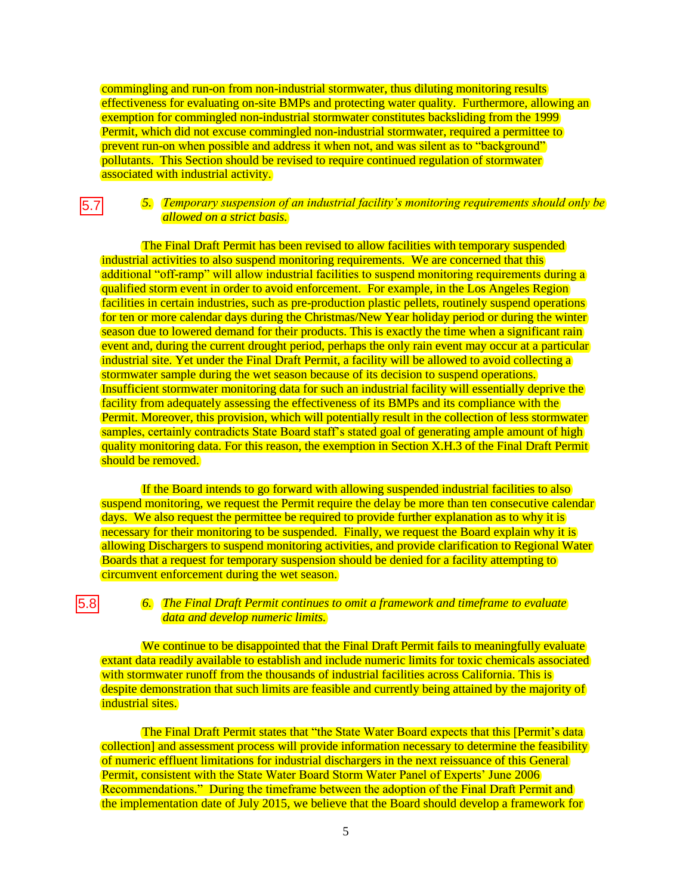commingling and run-on from non-industrial stormwater, thus diluting monitoring results effectiveness for evaluating on-site BMPs and protecting water quality. Furthermore, allowing an exemption for commingled non-industrial stormwater constitutes backsliding from the 1999 Permit, which did not excuse commingled non-industrial stormwater, required a permittee to prevent run-on when possible and address it when not, and was silent as to "background" pollutants. This Section should be revised to require continued regulation of stormwater associated with industrial activity.

5.7

5. *Temporary suspension of an industrial facility's monitoring requirements should only be allowed on a strict basis.*

The Final Draft Permit has been revised to allow facilities with temporary suspended industrial activities to also suspend monitoring requirements. We are concerned that this additional "off-ramp" will allow industrial facilities to suspend monitoring requirements during a qualified storm event in order to avoid enforcement. For example, in the Los Angeles Region facilities in certain industries, such as pre-production plastic pellets, routinely suspend operations for ten or more calendar days during the Christmas/New Year holiday period or during the winter season due to lowered demand for their products. This is exactly the time when a significant rain event and, during the current drought period, perhaps the only rain event may occur at a particular industrial site. Yet under the Final Draft Permit, a facility will be allowed to avoid collecting a stormwater sample during the wet season because of its decision to suspend operations. Insufficient stormwater monitoring data for such an industrial facility will essentially deprive the facility from adequately assessing the effectiveness of its BMPs and its compliance with the Permit. Moreover, this provision, which will potentially result in the collection of less stormwater samples, certainly contradicts State Board staff's stated goal of generating ample amount of high quality monitoring data. For this reason, the exemption in Section X.H.3 of the Final Draft Permit should be removed.

If the Board intends to go forward with allowing suspended industrial facilities to also suspend monitoring, we request the Permit require the delay be more than ten consecutive calendar days. We also request the permittee be required to provide further explanation as to why it is necessary for their monitoring to be suspended. Finally, we request the Board explain why it is allowing Dischargers to suspend monitoring activities, and provide clarification to Regional Water Boards that a request for temporary suspension should be denied for a facility attempting to circumvent enforcement during the wet season.

5.8

6. *The Final Draft Permit continues to omit a framework and timeframe to evaluate data and develop numeric limits.*

We continue to be disappointed that the Final Draft Permit fails to meaningfully evaluate extant data readily available to establish and include numeric limits for toxic chemicals associated with stormwater runoff from the thousands of industrial facilities across California. This is despite demonstration that such limits are feasible and currently being attained by the majority of industrial sites.

The Final Draft Permit states that "the State Water Board expects that this [Permit's data collection] and assessment process will provide information necessary to determine the feasibility of numeric effluent limitations for industrial dischargers in the next reissuance of this General Permit, consistent with the State Water Board Storm Water Panel of Experts' June 2006 Recommendations." During the timeframe between the adoption of the Final Draft Permit and the implementation date of July 2015, we believe that the Board should develop a framework for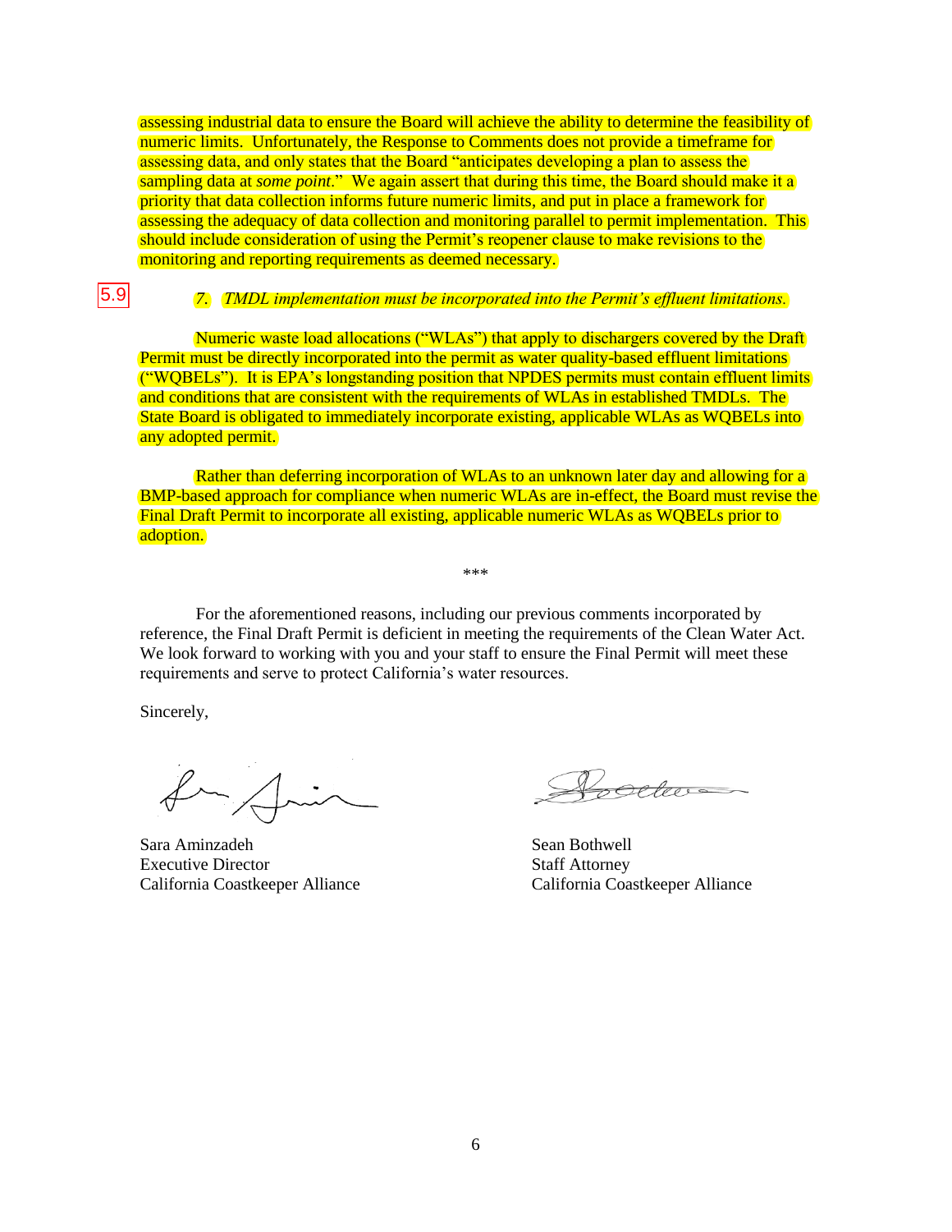assessing industrial data to ensure the Board will achieve the ability to determine the feasibility of numeric limits. Unfortunately, the Response to Comments does not provide a timeframe for assessing data, and only states that the Board "anticipates developing a plan to assess the sampling data at *some point*." We again assert that during this time, the Board should make it a priority that data collection informs future numeric limits, and put in place a framework for assessing the adequacy of data collection and monitoring parallel to permit implementation. This should include consideration of using the Permit's reopener clause to make revisions to the monitoring and reporting requirements as deemed necessary.

5.9

*7. TMDL implementation must be incorporated into the Permit's effluent limitations.*

Numeric waste load allocations ("WLAs") that apply to dischargers covered by the Draft Permit must be directly incorporated into the permit as water quality-based effluent limitations ("WQBELs"). It is EPA's longstanding position that NPDES permits must contain effluent limits and conditions that are consistent with the requirements of WLAs in established TMDLs. The State Board is obligated to immediately incorporate existing, applicable WLAs as WQBELs into any adopted permit.

Rather than deferring incorporation of WLAs to an unknown later day and allowing for a BMP-based approach for compliance when numeric WLAs are in-effect, the Board must revise the Final Draft Permit to incorporate all existing, applicable numeric WLAs as WQBELs prior to adoption.

***

For the aforementioned reasons, including our previous comments incorporated by reference, the Final Draft Permit is deficient in meeting the requirements of the Clean Water Act. We look forward to working with you and your staff to ensure the Final Permit will meet these requirements and serve to protect California's water resources.

Sincerely,

Sara Aminzadeh
Executive Director
California Coastkeeper Alliance

Sean Bothwell
Staff Attorney
California Coastkeeper Alliance